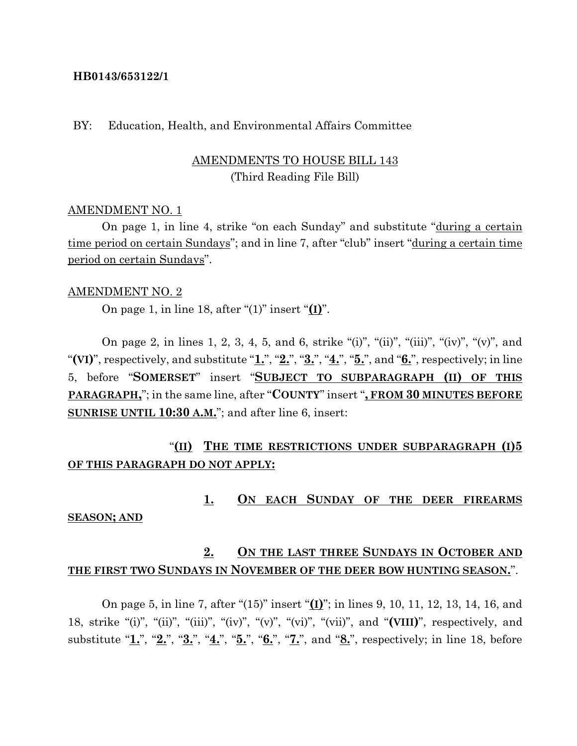**HB0143/653122/1**

BY: Education, Health, and Environmental Affairs Committee

AMENDMENTS TO HOUSE BILL 143
(Third Reading File Bill)

AMENDMENT NO. 1

On page 1, in line 4, strike "on each Sunday" and substitute "<u>during a certain time period on certain Sundays</u>"; and in line 7, after "club" insert "<u>during a certain time period on certain Sundays</u>".

AMENDMENT NO. 2

On page 1, in line 18, after "(1)" insert "**<u>(I)</u>**".

On page 2, in lines 1, 2, 3, 4, 5, and 6, strike "(i)", "(ii)", "(iii)", "(iv)", "(v)", and "**(VI)**", respectively, and substitute "**<u>1.</u>**", "**<u>2.</u>**", "**<u>3.</u>**", "**<u>4.</u>**", "**<u>5.</u>**", and "**<u>6.</u>**", respectively; in line 5, before "**SOMERSET**" insert "**<u>SUBJECT TO SUBPARAGRAPH (II) OF THIS PARAGRAPH,</u>**"; in the same line, after "**COUNTY**" insert "**<u>, FROM 30 MINUTES BEFORE SUNRISE UNTIL 10:30 A.M.</u>**"; and after line 6, insert:

"**<u>(II) THE TIME RESTRICTIONS UNDER SUBPARAGRAPH (I)5 OF THIS PARAGRAPH DO NOT APPLY:</u>**

**<u>1. ON EACH SUNDAY OF THE DEER FIREARMS SEASON; AND</u>**

**<u>2. ON THE LAST THREE SUNDAYS IN OCTOBER AND THE FIRST TWO SUNDAYS IN NOVEMBER OF THE DEER BOW HUNTING SEASON.</u>**".

On page 5, in line 7, after "(15)" insert "**<u>(I)</u>**"; in lines 9, 10, 11, 12, 13, 14, 16, and 18, strike "(i)", "(ii)", "(iii)", "(iv)", "(v)", "(vi)", "(vii)", and "**(VIII)**", respectively, and substitute "**<u>1.</u>**", "**<u>2.</u>**", "**<u>3.</u>**", "**<u>4.</u>**", "**<u>5.</u>**", "**<u>6.</u>**", "**<u>7.</u>**", and "**<u>8.</u>**", respectively; in line 18, before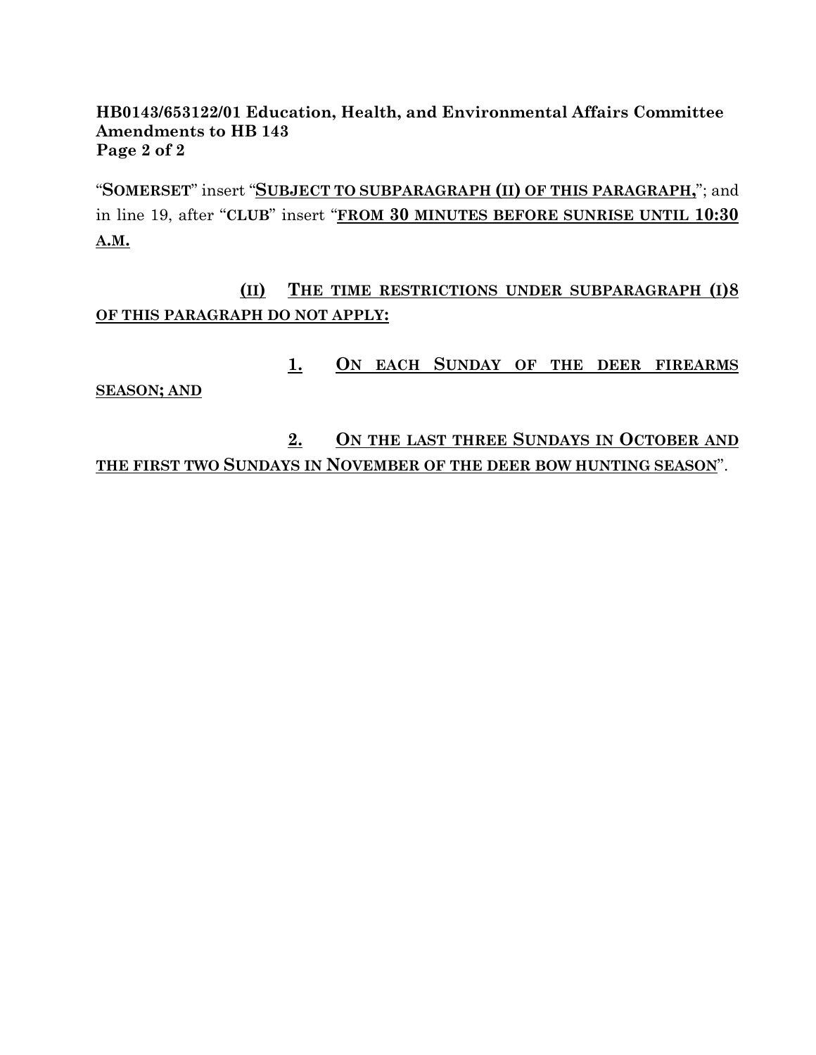"**SOMERSET**" insert "**<u>SUBJECT TO SUBPARAGRAPH (II) OF THIS PARAGRAPH,</u>**"; and in line 19, after "**CLUB**" insert "**<u>FROM 30 MINUTES BEFORE SUNRISE UNTIL 10:30 A.M.</u>**

**<u>(II) THE TIME RESTRICTIONS UNDER SUBPARAGRAPH (I)8 OF THIS PARAGRAPH DO NOT APPLY:</u>**

**<u>1. ON EACH SUNDAY OF THE DEER FIREARMS SEASON; AND</u>**

**<u>2. ON THE LAST THREE SUNDAYS IN OCTOBER AND THE FIRST TWO SUNDAYS IN NOVEMBER OF THE DEER BOW HUNTING SEASON</u>**".